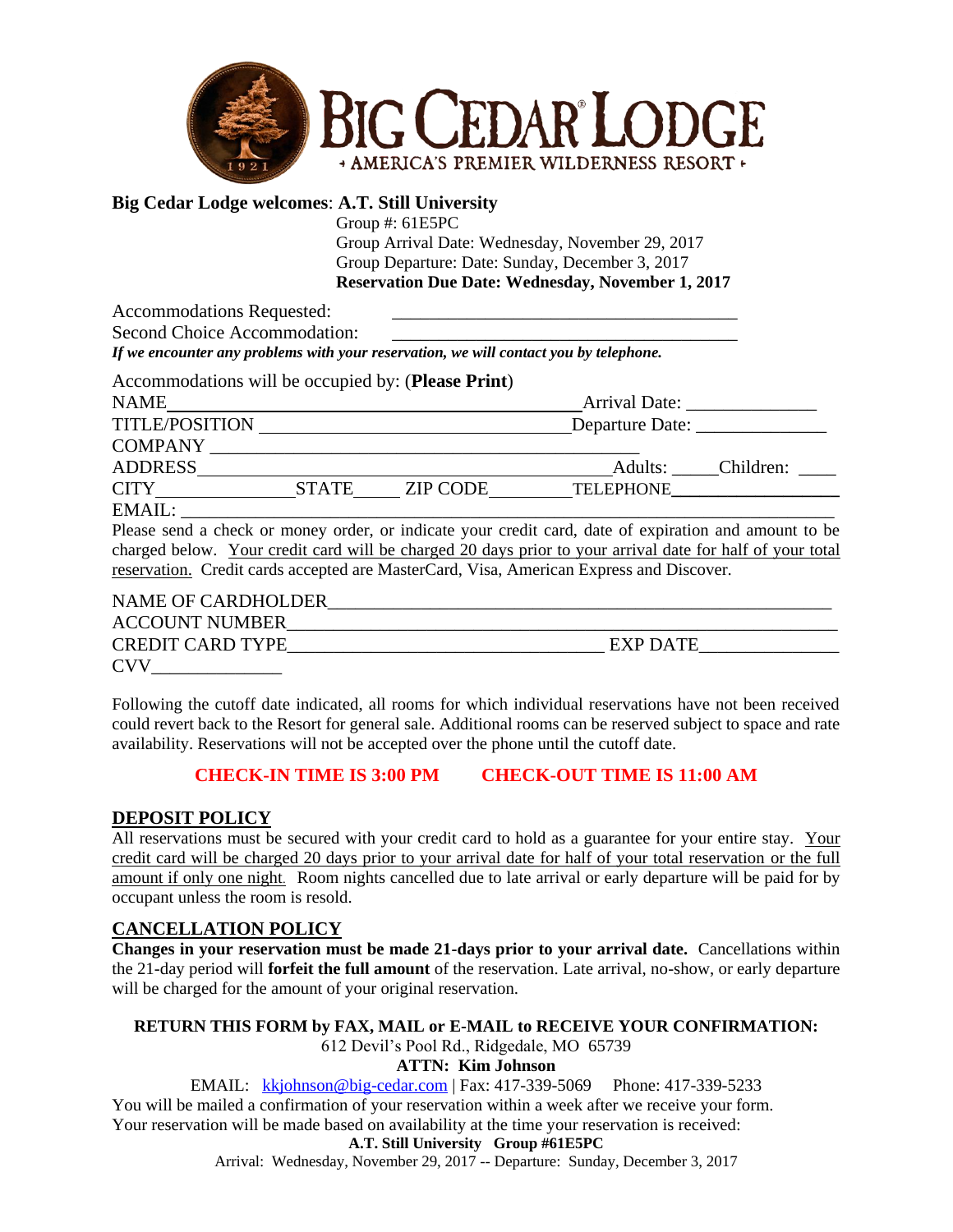# BIG CEDAR LODGE

• AMERICA'S PREMIER WILDERNESS RESORT •

**Big Cedar Lodge welcomes**: **A.T. Still University**

Group #: 61E5PC
Group Arrival Date: Wednesday, November 29, 2017
Group Departure: Date: Sunday, December 3, 2017
**Reservation Due Date: Wednesday, November 1, 2017**

Accommodations Requested: ______________________________________

Second Choice Accommodation: ______________________________________

***If we encounter any problems with your reservation, we will contact you by telephone.***

Accommodations will be occupied by: (**Please Print**)

NAME__________________________________________ Arrival Date: ______________

TITLE/POSITION ________________________________ Departure Date: ______________

COMPANY ______________________________________________

ADDRESS_______________________________________ Adults: _____Children: ____

CITY______________STATE_____ ZIP CODE_________TELEPHONE__________________

EMAIL: __________________________________________________________________

Please send a check or money order, or indicate your credit card, date of expiration and amount to be charged below. Your credit card will be charged 20 days prior to your arrival date for half of your total reservation. Credit cards accepted are MasterCard, Visa, American Express and Discover.

NAME OF CARDHOLDER______________________________________________________

ACCOUNT NUMBER__________________________________________________________

CREDIT CARD TYPE__________________________________ EXP DATE______________

CVV______________

Following the cutoff date indicated, all rooms for which individual reservations have not been received could revert back to the Resort for general sale. Additional rooms can be reserved subject to space and rate availability. Reservations will not be accepted over the phone until the cutoff date.

**CHECK-IN TIME IS 3:00 PM CHECK-OUT TIME IS 11:00 AM**

## DEPOSIT POLICY

All reservations must be secured with your credit card to hold as a guarantee for your entire stay. Your credit card will be charged 20 days prior to your arrival date for half of your total reservation or the full amount if only one night. Room nights cancelled due to late arrival or early departure will be paid for by occupant unless the room is resold.

## CANCELLATION POLICY

**Changes in your reservation must be made 21-days prior to your arrival date.** Cancellations within the 21-day period will **forfeit the full amount** of the reservation. Late arrival, no-show, or early departure will be charged for the amount of your original reservation.

**RETURN THIS FORM by FAX, MAIL or E-MAIL to RECEIVE YOUR CONFIRMATION:**

612 Devil's Pool Rd., Ridgedale, MO 65739

**ATTN: Kim Johnson**

EMAIL: kkjohnson@big-cedar.com | Fax: 417-339-5069 Phone: 417-339-5233

You will be mailed a confirmation of your reservation within a week after we receive your form.
Your reservation will be made based on availability at the time your reservation is received:

**A.T. Still University Group #61E5PC**

Arrival: Wednesday, November 29, 2017 -- Departure: Sunday, December 3, 2017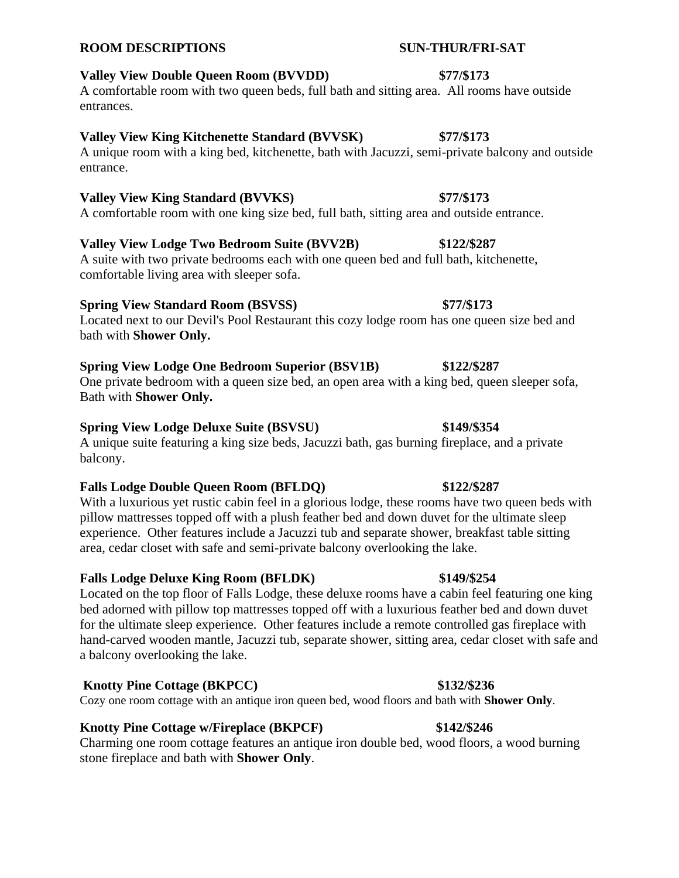**ROOM DESCRIPTIONS** **SUN-THUR/FRI-SAT**

**Valley View Double Queen Room (BVVDD)** **$77/$173**
A comfortable room with two queen beds, full bath and sitting area. All rooms have outside entrances.

**Valley View King Kitchenette Standard (BVVSK)** **$77/$173**
A unique room with a king bed, kitchenette, bath with Jacuzzi, semi-private balcony and outside entrance.

**Valley View King Standard (BVVKS)** **$77/$173**
A comfortable room with one king size bed, full bath, sitting area and outside entrance.

**Valley View Lodge Two Bedroom Suite (BVV2B)** **$122/$287**
A suite with two private bedrooms each with one queen bed and full bath, kitchenette, comfortable living area with sleeper sofa.

**Spring View Standard Room (BSVSS)** **$77/$173**
Located next to our Devil's Pool Restaurant this cozy lodge room has one queen size bed and bath with **Shower Only.**

**Spring View Lodge One Bedroom Superior (BSV1B)** **$122/$287**
One private bedroom with a queen size bed, an open area with a king bed, queen sleeper sofa, Bath with **Shower Only.**

**Spring View Lodge Deluxe Suite (BSVSU)** **$149/$354**
A unique suite featuring a king size beds, Jacuzzi bath, gas burning fireplace, and a private balcony.

**Falls Lodge Double Queen Room (BFLDQ)** **$122/$287**
With a luxurious yet rustic cabin feel in a glorious lodge, these rooms have two queen beds with pillow mattresses topped off with a plush feather bed and down duvet for the ultimate sleep experience. Other features include a Jacuzzi tub and separate shower, breakfast table sitting area, cedar closet with safe and semi-private balcony overlooking the lake.

**Falls Lodge Deluxe King Room (BFLDK)** **$149/$254**
Located on the top floor of Falls Lodge, these deluxe rooms have a cabin feel featuring one king bed adorned with pillow top mattresses topped off with a luxurious feather bed and down duvet for the ultimate sleep experience. Other features include a remote controlled gas fireplace with hand-carved wooden mantle, Jacuzzi tub, separate shower, sitting area, cedar closet with safe and a balcony overlooking the lake.

**Knotty Pine Cottage (BKPCC)** **$132/$236**
Cozy one room cottage with an antique iron queen bed, wood floors and bath with **Shower Only**.

**Knotty Pine Cottage w/Fireplace (BKPCF)** **$142/$246**
Charming one room cottage features an antique iron double bed, wood floors, a wood burning stone fireplace and bath with **Shower Only**.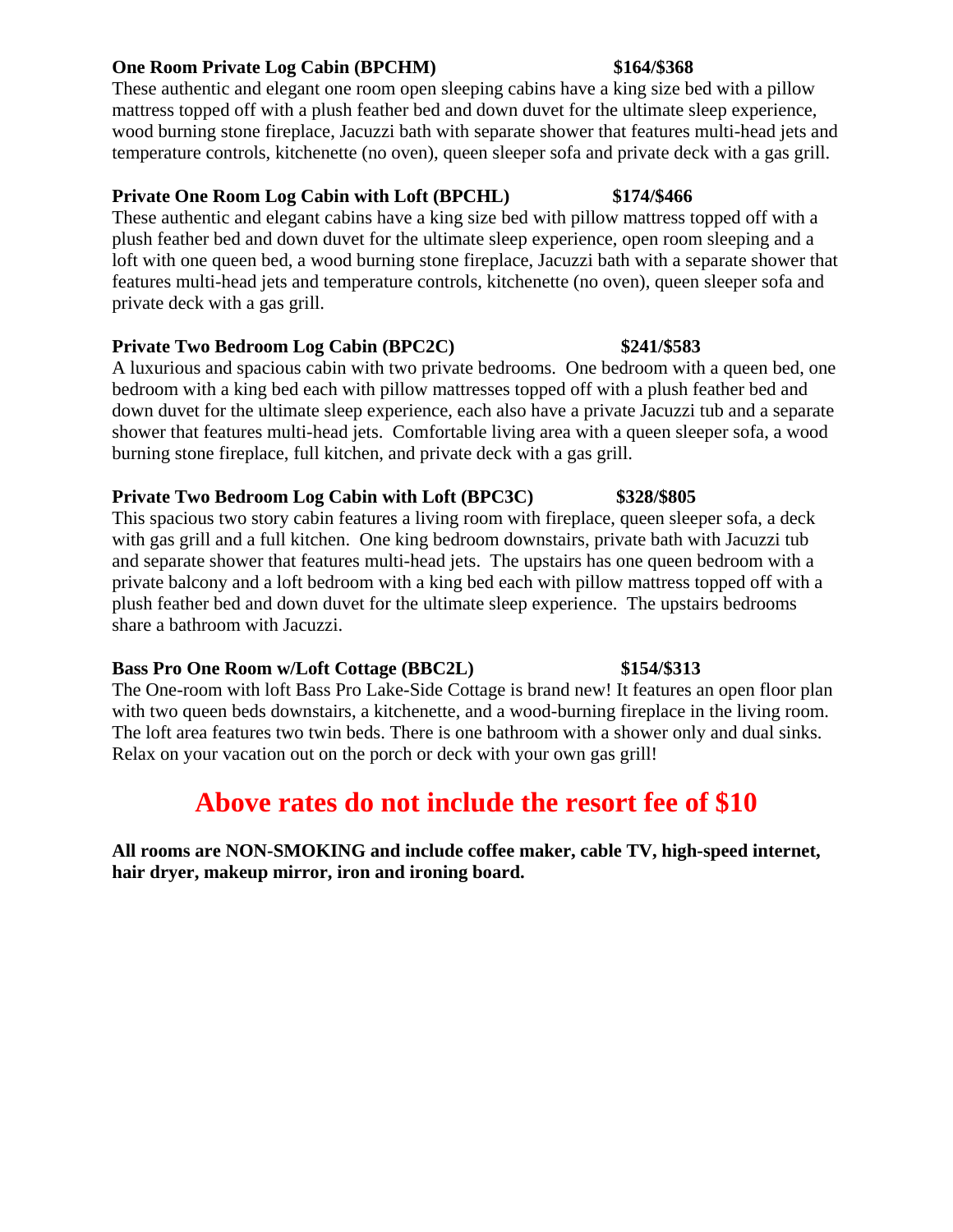**One Room Private Log Cabin (BPCHM) $164/$368**

These authentic and elegant one room open sleeping cabins have a king size bed with a pillow mattress topped off with a plush feather bed and down duvet for the ultimate sleep experience, wood burning stone fireplace, Jacuzzi bath with separate shower that features multi-head jets and temperature controls, kitchenette (no oven), queen sleeper sofa and private deck with a gas grill.

**Private One Room Log Cabin with Loft (BPCHL) $174/$466**

These authentic and elegant cabins have a king size bed with pillow mattress topped off with a plush feather bed and down duvet for the ultimate sleep experience, open room sleeping and a loft with one queen bed, a wood burning stone fireplace, Jacuzzi bath with a separate shower that features multi-head jets and temperature controls, kitchenette (no oven), queen sleeper sofa and private deck with a gas grill.

**Private Two Bedroom Log Cabin (BPC2C) $241/$583**

A luxurious and spacious cabin with two private bedrooms. One bedroom with a queen bed, one bedroom with a king bed each with pillow mattresses topped off with a plush feather bed and down duvet for the ultimate sleep experience, each also have a private Jacuzzi tub and a separate shower that features multi-head jets. Comfortable living area with a queen sleeper sofa, a wood burning stone fireplace, full kitchen, and private deck with a gas grill.

**Private Two Bedroom Log Cabin with Loft (BPC3C) $328/$805**

This spacious two story cabin features a living room with fireplace, queen sleeper sofa, a deck with gas grill and a full kitchen. One king bedroom downstairs, private bath with Jacuzzi tub and separate shower that features multi-head jets. The upstairs has one queen bedroom with a private balcony and a loft bedroom with a king bed each with pillow mattress topped off with a plush feather bed and down duvet for the ultimate sleep experience. The upstairs bedrooms share a bathroom with Jacuzzi.

**Bass Pro One Room w/Loft Cottage (BBC2L) $154/$313**

The One-room with loft Bass Pro Lake-Side Cottage is brand new! It features an open floor plan with two queen beds downstairs, a kitchenette, and a wood-burning fireplace in the living room. The loft area features two twin beds. There is one bathroom with a shower only and dual sinks. Relax on your vacation out on the porch or deck with your own gas grill!

## Above rates do not include the resort fee of $10

**All rooms are NON-SMOKING and include coffee maker, cable TV, high-speed internet, hair dryer, makeup mirror, iron and ironing board.**